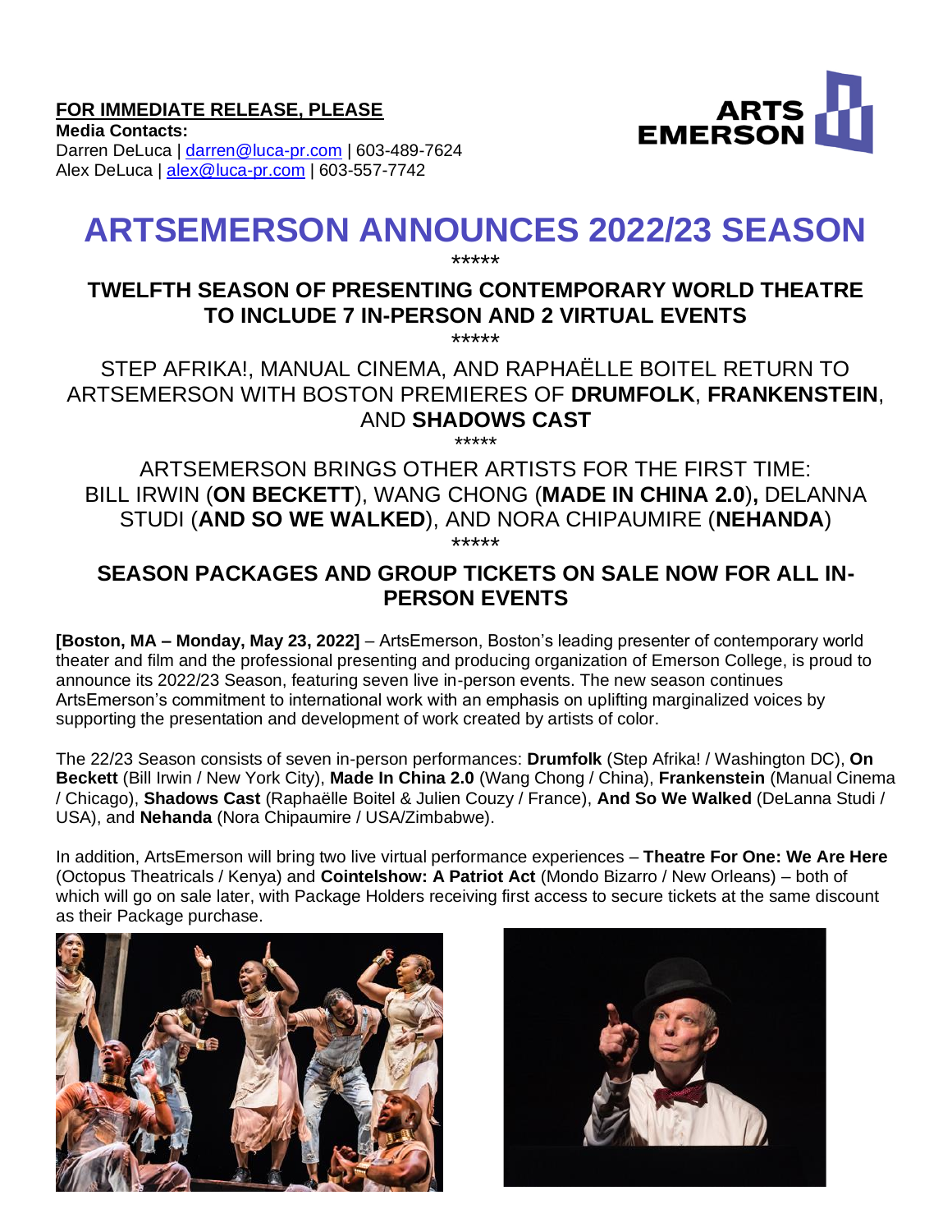**FOR IMMEDIATE RELEASE, PLEASE**
**Media Contacts:**
Darren DeLuca | darren@luca-pr.com | 603-489-7624
Alex DeLuca | alex@luca-pr.com | 603-557-7742

# ARTSEMERSON ANNOUNCES 2022/23 SEASON

*****

## TWELFTH SEASON OF PRESENTING CONTEMPORARY WORLD THEATRE TO INCLUDE 7 IN-PERSON AND 2 VIRTUAL EVENTS

*****

STEP AFRIKA!, MANUAL CINEMA, AND RAPHAËLLE BOITEL RETURN TO ARTSEMERSON WITH BOSTON PREMIERES OF **DRUMFOLK**, **FRANKENSTEIN**, AND **SHADOWS CAST**

*****

ARTSEMERSON BRINGS OTHER ARTISTS FOR THE FIRST TIME: BILL IRWIN (**ON BECKETT**), WANG CHONG (**MADE IN CHINA 2.0**)**,** DELANNA STUDI (**AND SO WE WALKED**), AND NORA CHIPAUMIRE (**NEHANDA**)

*****

## SEASON PACKAGES AND GROUP TICKETS ON SALE NOW FOR ALL IN-PERSON EVENTS

**[Boston, MA – Monday, May 23, 2022]** – ArtsEmerson, Boston's leading presenter of contemporary world theater and film and the professional presenting and producing organization of Emerson College, is proud to announce its 2022/23 Season, featuring seven live in-person events. The new season continues ArtsEmerson's commitment to international work with an emphasis on uplifting marginalized voices by supporting the presentation and development of work created by artists of color.

The 22/23 Season consists of seven in-person performances: **Drumfolk** (Step Afrika! / Washington DC), **On Beckett** (Bill Irwin / New York City), **Made In China 2.0** (Wang Chong / China), **Frankenstein** (Manual Cinema / Chicago), **Shadows Cast** (Raphaëlle Boitel & Julien Couzy / France), **And So We Walked** (DeLanna Studi / USA), and **Nehanda** (Nora Chipaumire / USA/Zimbabwe).

In addition, ArtsEmerson will bring two live virtual performance experiences – **Theatre For One: We Are Here** (Octopus Theatricals / Kenya) and **Cointelshow: A Patriot Act** (Mondo Bizarro / New Orleans) – both of which will go on sale later, with Package Holders receiving first access to secure tickets at the same discount as their Package purchase.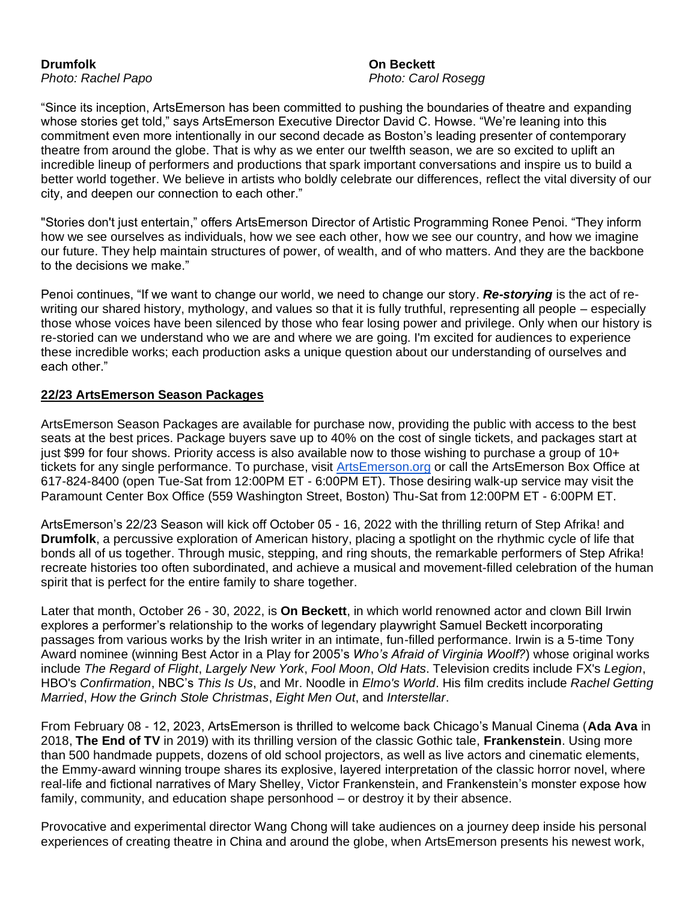**Drumfolk**
*Photo: Rachel Papo*

**On Beckett**
*Photo: Carol Rosegg*

"Since its inception, ArtsEmerson has been committed to pushing the boundaries of theatre and expanding whose stories get told," says ArtsEmerson Executive Director David C. Howse. "We're leaning into this commitment even more intentionally in our second decade as Boston's leading presenter of contemporary theatre from around the globe. That is why as we enter our twelfth season, we are so excited to uplift an incredible lineup of performers and productions that spark important conversations and inspire us to build a better world together. We believe in artists who boldly celebrate our differences, reflect the vital diversity of our city, and deepen our connection to each other."

"Stories don't just entertain," offers ArtsEmerson Director of Artistic Programming Ronee Penoi. "They inform how we see ourselves as individuals, how we see each other, how we see our country, and how we imagine our future. They help maintain structures of power, of wealth, and of who matters. And they are the backbone to the decisions we make."

Penoi continues, "If we want to change our world, we need to change our story. ***Re-storying*** is the act of re-writing our shared history, mythology, and values so that it is fully truthful, representing all people – especially those whose voices have been silenced by those who fear losing power and privilege. Only when our history is re-storied can we understand who we are and where we are going. I'm excited for audiences to experience these incredible works; each production asks a unique question about our understanding of ourselves and each other."

## 22/23 ArtsEmerson Season Packages

ArtsEmerson Season Packages are available for purchase now, providing the public with access to the best seats at the best prices. Package buyers save up to 40% on the cost of single tickets, and packages start at just $99 for four shows. Priority access is also available now to those wishing to purchase a group of 10+ tickets for any single performance. To purchase, visit [ArtsEmerson.org](https://ArtsEmerson.org) or call the ArtsEmerson Box Office at 617-824-8400 (open Tue-Sat from 12:00PM ET - 6:00PM ET). Those desiring walk-up service may visit the Paramount Center Box Office (559 Washington Street, Boston) Thu-Sat from 12:00PM ET - 6:00PM ET.

ArtsEmerson's 22/23 Season will kick off October 05 - 16, 2022 with the thrilling return of Step Afrika! and **Drumfolk**, a percussive exploration of American history, placing a spotlight on the rhythmic cycle of life that bonds all of us together. Through music, stepping, and ring shouts, the remarkable performers of Step Afrika! recreate histories too often subordinated, and achieve a musical and movement-filled celebration of the human spirit that is perfect for the entire family to share together.

Later that month, October 26 - 30, 2022, is **On Beckett**, in which world renowned actor and clown Bill Irwin explores a performer's relationship to the works of legendary playwright Samuel Beckett incorporating passages from various works by the Irish writer in an intimate, fun-filled performance. Irwin is a 5-time Tony Award nominee (winning Best Actor in a Play for 2005's *Who's Afraid of Virginia Woolf?*) whose original works include *The Regard of Flight*, *Largely New York*, *Fool Moon*, *Old Hats*. Television credits include FX's *Legion*, HBO's *Confirmation*, NBC's *This Is Us*, and Mr. Noodle in *Elmo's World*. His film credits include *Rachel Getting Married*, *How the Grinch Stole Christmas*, *Eight Men Out*, and *Interstellar*.

From February 08 - 12, 2023, ArtsEmerson is thrilled to welcome back Chicago's Manual Cinema (**Ada Ava** in 2018, **The End of TV** in 2019) with its thrilling version of the classic Gothic tale, **Frankenstein**. Using more than 500 handmade puppets, dozens of old school projectors, as well as live actors and cinematic elements, the Emmy-award winning troupe shares its explosive, layered interpretation of the classic horror novel, where real-life and fictional narratives of Mary Shelley, Victor Frankenstein, and Frankenstein's monster expose how family, community, and education shape personhood – or destroy it by their absence.

Provocative and experimental director Wang Chong will take audiences on a journey deep inside his personal experiences of creating theatre in China and around the globe, when ArtsEmerson presents his newest work,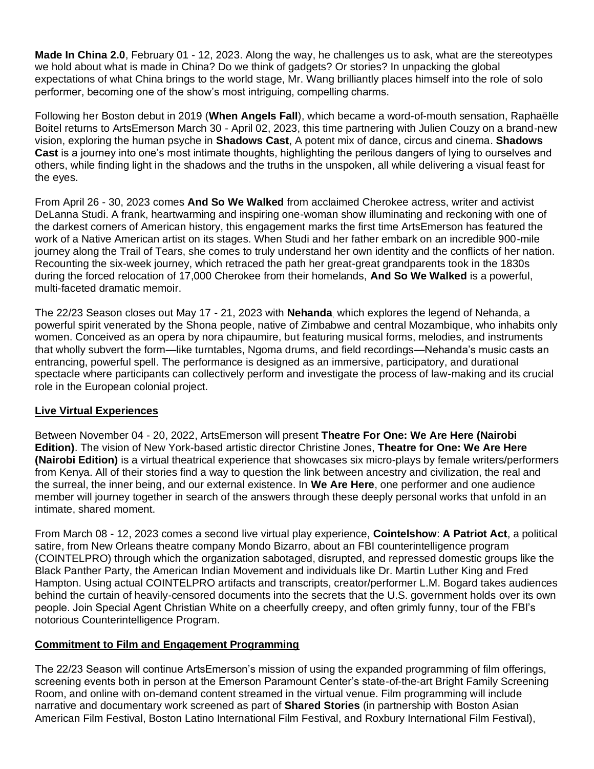**Made In China 2.0**, February 01 - 12, 2023. Along the way, he challenges us to ask, what are the stereotypes we hold about what is made in China? Do we think of gadgets? Or stories? In unpacking the global expectations of what China brings to the world stage, Mr. Wang brilliantly places himself into the role of solo performer, becoming one of the show's most intriguing, compelling charms.

Following her Boston debut in 2019 (**When Angels Fall**), which became a word-of-mouth sensation, Raphaëlle Boitel returns to ArtsEmerson March 30 - April 02, 2023, this time partnering with Julien Couzy on a brand-new vision, exploring the human psyche in **Shadows Cast**, A potent mix of dance, circus and cinema. **Shadows Cast** is a journey into one's most intimate thoughts, highlighting the perilous dangers of lying to ourselves and others, while finding light in the shadows and the truths in the unspoken, all while delivering a visual feast for the eyes.

From April 26 - 30, 2023 comes **And So We Walked** from acclaimed Cherokee actress, writer and activist DeLanna Studi. A frank, heartwarming and inspiring one-woman show illuminating and reckoning with one of the darkest corners of American history, this engagement marks the first time ArtsEmerson has featured the work of a Native American artist on its stages. When Studi and her father embark on an incredible 900-mile journey along the Trail of Tears, she comes to truly understand her own identity and the conflicts of her nation. Recounting the six-week journey, which retraced the path her great-great grandparents took in the 1830s during the forced relocation of 17,000 Cherokee from their homelands, **And So We Walked** is a powerful, multi-faceted dramatic memoir.

The 22/23 Season closes out May 17 - 21, 2023 with **Nehanda**, which explores the legend of Nehanda, a powerful spirit venerated by the Shona people, native of Zimbabwe and central Mozambique, who inhabits only women. Conceived as an opera by nora chipaumire, but featuring musical forms, melodies, and instruments that wholly subvert the form—like turntables, Ngoma drums, and field recordings—Nehanda's music casts an entrancing, powerful spell. The performance is designed as an immersive, participatory, and durational spectacle where participants can collectively perform and investigate the process of law-making and its crucial role in the European colonial project.

## Live Virtual Experiences

Between November 04 - 20, 2022, ArtsEmerson will present **Theatre For One: We Are Here (Nairobi Edition)**. The vision of New York-based artistic director Christine Jones, **Theatre for One: We Are Here (Nairobi Edition)** is a virtual theatrical experience that showcases six micro-plays by female writers/performers from Kenya. All of their stories find a way to question the link between ancestry and civilization, the real and the surreal, the inner being, and our external existence. In **We Are Here**, one performer and one audience member will journey together in search of the answers through these deeply personal works that unfold in an intimate, shared moment.

From March 08 - 12, 2023 comes a second live virtual play experience, **Cointelshow**: **A Patriot Act**, a political satire, from New Orleans theatre company Mondo Bizarro, about an FBI counterintelligence program (COINTELPRO) through which the organization sabotaged, disrupted, and repressed domestic groups like the Black Panther Party, the American Indian Movement and individuals like Dr. Martin Luther King and Fred Hampton. Using actual COINTELPRO artifacts and transcripts, creator/performer L.M. Bogard takes audiences behind the curtain of heavily-censored documents into the secrets that the U.S. government holds over its own people. Join Special Agent Christian White on a cheerfully creepy, and often grimly funny, tour of the FBI's notorious Counterintelligence Program.

## Commitment to Film and Engagement Programming

The 22/23 Season will continue ArtsEmerson's mission of using the expanded programming of film offerings, screening events both in person at the Emerson Paramount Center's state-of-the-art Bright Family Screening Room, and online with on-demand content streamed in the virtual venue. Film programming will include narrative and documentary work screened as part of **Shared Stories** (in partnership with Boston Asian American Film Festival, Boston Latino International Film Festival, and Roxbury International Film Festival),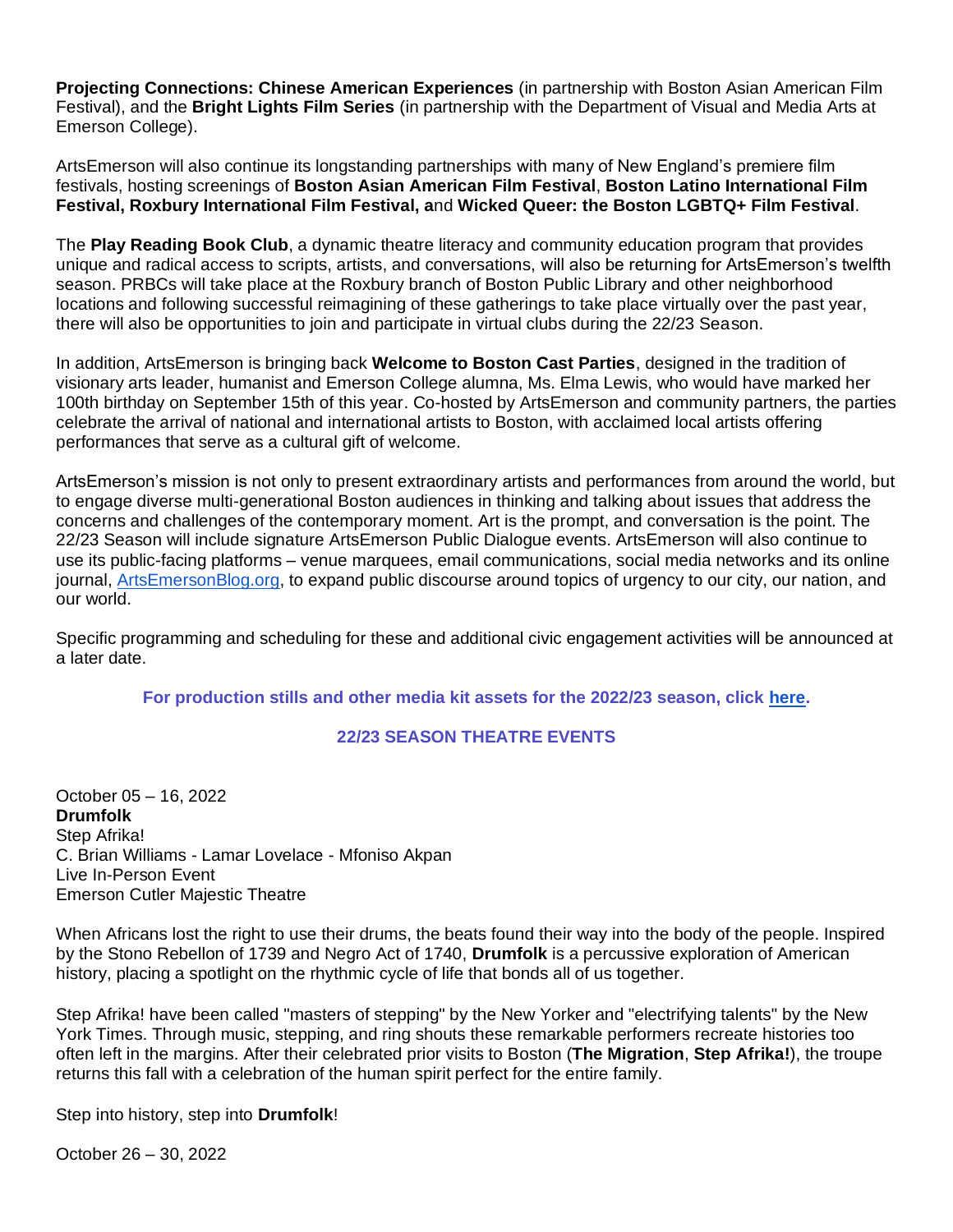**Projecting Connections: Chinese American Experiences** (in partnership with Boston Asian American Film Festival), and the **Bright Lights Film Series** (in partnership with the Department of Visual and Media Arts at Emerson College).

ArtsEmerson will also continue its longstanding partnerships with many of New England's premiere film festivals, hosting screenings of **Boston Asian American Film Festival**, **Boston Latino International Film Festival, Roxbury International Film Festival, a**nd **Wicked Queer: the Boston LGBTQ+ Film Festival**.

The **Play Reading Book Club**, a dynamic theatre literacy and community education program that provides unique and radical access to scripts, artists, and conversations, will also be returning for ArtsEmerson's twelfth season. PRBCs will take place at the Roxbury branch of Boston Public Library and other neighborhood locations and following successful reimagining of these gatherings to take place virtually over the past year, there will also be opportunities to join and participate in virtual clubs during the 22/23 Season.

In addition, ArtsEmerson is bringing back **Welcome to Boston Cast Parties**, designed in the tradition of visionary arts leader, humanist and Emerson College alumna, Ms. Elma Lewis, who would have marked her 100th birthday on September 15th of this year. Co-hosted by ArtsEmerson and community partners, the parties celebrate the arrival of national and international artists to Boston, with acclaimed local artists offering performances that serve as a cultural gift of welcome.

ArtsEmerson's mission is not only to present extraordinary artists and performances from around the world, but to engage diverse multi-generational Boston audiences in thinking and talking about issues that address the concerns and challenges of the contemporary moment. Art is the prompt, and conversation is the point. The 22/23 Season will include signature ArtsEmerson Public Dialogue events. ArtsEmerson will also continue to use its public-facing platforms – venue marquees, email communications, social media networks and its online journal, [ArtsEmersonBlog.org](ArtsEmersonBlog.org), to expand public discourse around topics of urgency to our city, our nation, and our world.

Specific programming and scheduling for these and additional civic engagement activities will be announced at a later date.

**For production stills and other media kit assets for the 2022/23 season, click [here](here).**

**22/23 SEASON THEATRE EVENTS**

October 05 – 16, 2022
**Drumfolk**
Step Afrika!
C. Brian Williams - Lamar Lovelace - Mfoniso Akpan
Live In-Person Event
Emerson Cutler Majestic Theatre

When Africans lost the right to use their drums, the beats found their way into the body of the people. Inspired by the Stono Rebellon of 1739 and Negro Act of 1740, **Drumfolk** is a percussive exploration of American history, placing a spotlight on the rhythmic cycle of life that bonds all of us together.

Step Afrika! have been called "masters of stepping" by the New Yorker and "electrifying talents" by the New York Times. Through music, stepping, and ring shouts these remarkable performers recreate histories too often left in the margins. After their celebrated prior visits to Boston (**The Migration**, **Step Afrika!**), the troupe returns this fall with a celebration of the human spirit perfect for the entire family.

Step into history, step into **Drumfolk**!

October 26 – 30, 2022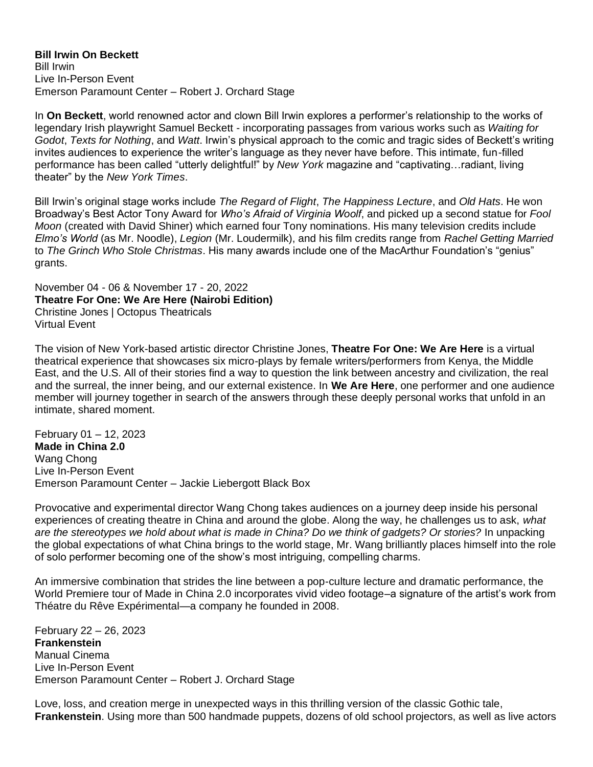**Bill Irwin On Beckett**
Bill Irwin
Live In-Person Event
Emerson Paramount Center – Robert J. Orchard Stage

In **On Beckett**, world renowned actor and clown Bill Irwin explores a performer's relationship to the works of legendary Irish playwright Samuel Beckett - incorporating passages from various works such as *Waiting for Godot*, *Texts for Nothing*, and *Watt*. Irwin's physical approach to the comic and tragic sides of Beckett's writing invites audiences to experience the writer's language as they never have before. This intimate, fun-filled performance has been called "utterly delightful!" by *New York* magazine and "captivating…radiant, living theater" by the *New York Times*.

Bill Irwin's original stage works include *The Regard of Flight*, *The Happiness Lecture*, and *Old Hats*. He won Broadway's Best Actor Tony Award for *Who's Afraid of Virginia Woolf*, and picked up a second statue for *Fool Moon* (created with David Shiner) which earned four Tony nominations. His many television credits include *Elmo's World* (as Mr. Noodle), *Legion* (Mr. Loudermilk), and his film credits range from *Rachel Getting Married* to *The Grinch Who Stole Christmas*. His many awards include one of the MacArthur Foundation's "genius" grants.

November 04 - 06 & November 17 - 20, 2022
**Theatre For One: We Are Here (Nairobi Edition)**
Christine Jones | Octopus Theatricals
Virtual Event

The vision of New York-based artistic director Christine Jones, **Theatre For One: We Are Here** is a virtual theatrical experience that showcases six micro-plays by female writers/performers from Kenya, the Middle East, and the U.S. All of their stories find a way to question the link between ancestry and civilization, the real and the surreal, the inner being, and our external existence. In **We Are Here**, one performer and one audience member will journey together in search of the answers through these deeply personal works that unfold in an intimate, shared moment.

February 01 – 12, 2023
**Made in China 2.0**
Wang Chong
Live In-Person Event
Emerson Paramount Center – Jackie Liebergott Black Box

Provocative and experimental director Wang Chong takes audiences on a journey deep inside his personal experiences of creating theatre in China and around the globe. Along the way, he challenges us to ask, *what are the stereotypes we hold about what is made in China? Do we think of gadgets? Or stories?* In unpacking the global expectations of what China brings to the world stage, Mr. Wang brilliantly places himself into the role of solo performer becoming one of the show's most intriguing, compelling charms.

An immersive combination that strides the line between a pop-culture lecture and dramatic performance, the World Premiere tour of Made in China 2.0 incorporates vivid video footage–a signature of the artist's work from Théatre du Rêve Expérimental—a company he founded in 2008.

February 22 – 26, 2023
**Frankenstein**
Manual Cinema
Live In-Person Event
Emerson Paramount Center – Robert J. Orchard Stage

Love, loss, and creation merge in unexpected ways in this thrilling version of the classic Gothic tale, **Frankenstein**. Using more than 500 handmade puppets, dozens of old school projectors, as well as live actors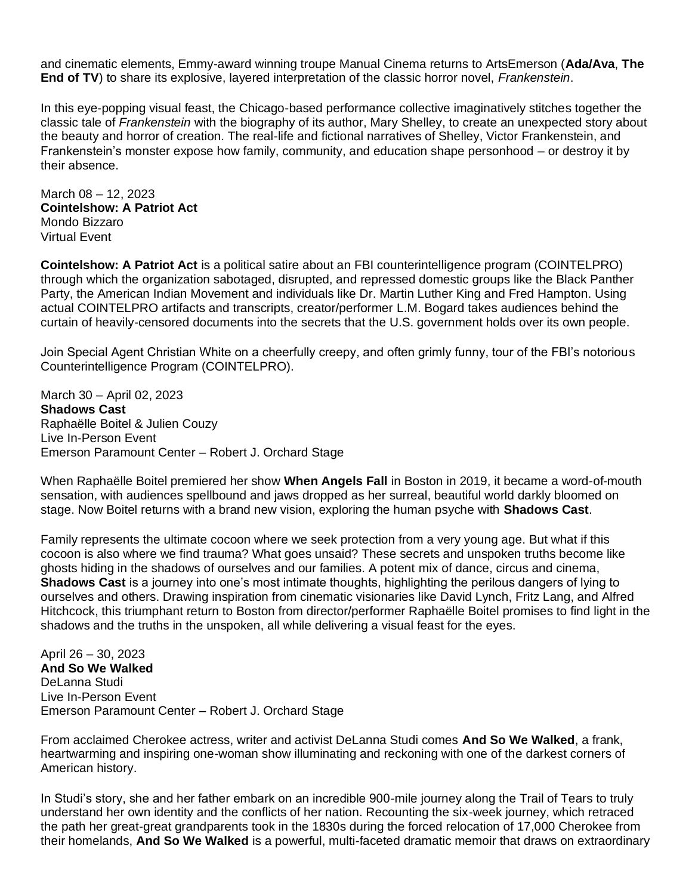and cinematic elements, Emmy-award winning troupe Manual Cinema returns to ArtsEmerson (**Ada/Ava**, **The End of TV**) to share its explosive, layered interpretation of the classic horror novel, *Frankenstein*.

In this eye-popping visual feast, the Chicago-based performance collective imaginatively stitches together the classic tale of *Frankenstein* with the biography of its author, Mary Shelley, to create an unexpected story about the beauty and horror of creation. The real-life and fictional narratives of Shelley, Victor Frankenstein, and Frankenstein's monster expose how family, community, and education shape personhood – or destroy it by their absence.

March 08 – 12, 2023
**Cointelshow: A Patriot Act**
Mondo Bizzaro
Virtual Event

**Cointelshow: A Patriot Act** is a political satire about an FBI counterintelligence program (COINTELPRO) through which the organization sabotaged, disrupted, and repressed domestic groups like the Black Panther Party, the American Indian Movement and individuals like Dr. Martin Luther King and Fred Hampton. Using actual COINTELPRO artifacts and transcripts, creator/performer L.M. Bogard takes audiences behind the curtain of heavily-censored documents into the secrets that the U.S. government holds over its own people.

Join Special Agent Christian White on a cheerfully creepy, and often grimly funny, tour of the FBI's notorious Counterintelligence Program (COINTELPRO).

March 30 – April 02, 2023
**Shadows Cast**
Raphaëlle Boitel & Julien Couzy
Live In-Person Event
Emerson Paramount Center – Robert J. Orchard Stage

When Raphaëlle Boitel premiered her show **When Angels Fall** in Boston in 2019, it became a word-of-mouth sensation, with audiences spellbound and jaws dropped as her surreal, beautiful world darkly bloomed on stage. Now Boitel returns with a brand new vision, exploring the human psyche with **Shadows Cast**.

Family represents the ultimate cocoon where we seek protection from a very young age. But what if this cocoon is also where we find trauma? What goes unsaid? These secrets and unspoken truths become like ghosts hiding in the shadows of ourselves and our families. A potent mix of dance, circus and cinema, **Shadows Cast** is a journey into one's most intimate thoughts, highlighting the perilous dangers of lying to ourselves and others. Drawing inspiration from cinematic visionaries like David Lynch, Fritz Lang, and Alfred Hitchcock, this triumphant return to Boston from director/performer Raphaëlle Boitel promises to find light in the shadows and the truths in the unspoken, all while delivering a visual feast for the eyes.

April 26 – 30, 2023
**And So We Walked**
DeLanna Studi
Live In-Person Event
Emerson Paramount Center – Robert J. Orchard Stage

From acclaimed Cherokee actress, writer and activist DeLanna Studi comes **And So We Walked**, a frank, heartwarming and inspiring one-woman show illuminating and reckoning with one of the darkest corners of American history.

In Studi's story, she and her father embark on an incredible 900-mile journey along the Trail of Tears to truly understand her own identity and the conflicts of her nation. Recounting the six-week journey, which retraced the path her great-great grandparents took in the 1830s during the forced relocation of 17,000 Cherokee from their homelands, **And So We Walked** is a powerful, multi-faceted dramatic memoir that draws on extraordinary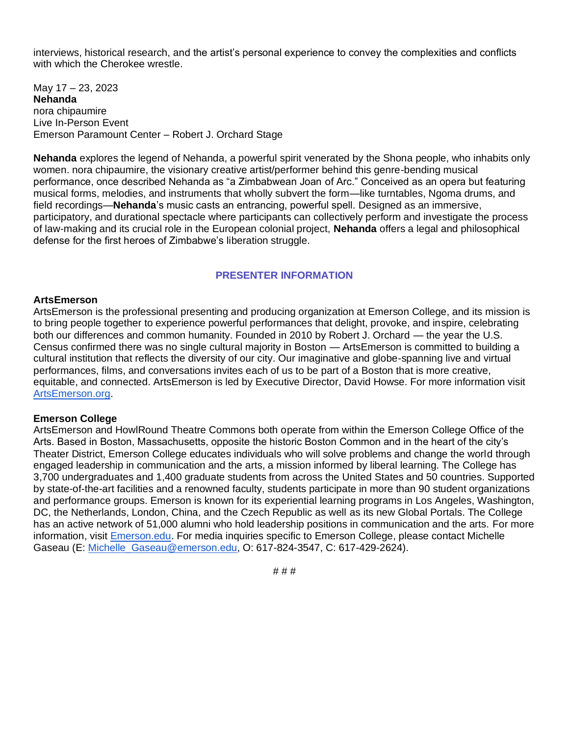interviews, historical research, and the artist's personal experience to convey the complexities and conflicts with which the Cherokee wrestle.

May 17 – 23, 2023
**Nehanda**
nora chipaumire
Live In-Person Event
Emerson Paramount Center – Robert J. Orchard Stage

**Nehanda** explores the legend of Nehanda, a powerful spirit venerated by the Shona people, who inhabits only women. nora chipaumire, the visionary creative artist/performer behind this genre-bending musical performance, once described Nehanda as "a Zimbabwean Joan of Arc." Conceived as an opera but featuring musical forms, melodies, and instruments that wholly subvert the form—like turntables, Ngoma drums, and field recordings—**Nehanda**'s music casts an entrancing, powerful spell. Designed as an immersive, participatory, and durational spectacle where participants can collectively perform and investigate the process of law-making and its crucial role in the European colonial project, **Nehanda** offers a legal and philosophical defense for the first heroes of Zimbabwe's liberation struggle.

## PRESENTER INFORMATION

**ArtsEmerson**
ArtsEmerson is the professional presenting and producing organization at Emerson College, and its mission is to bring people together to experience powerful performances that delight, provoke, and inspire, celebrating both our differences and common humanity. Founded in 2010 by Robert J. Orchard — the year the U.S. Census confirmed there was no single cultural majority in Boston — ArtsEmerson is committed to building a cultural institution that reflects the diversity of our city. Our imaginative and globe-spanning live and virtual performances, films, and conversations invites each of us to be part of a Boston that is more creative, equitable, and connected. ArtsEmerson is led by Executive Director, David Howse. For more information visit [ArtsEmerson.org](ArtsEmerson.org).

**Emerson College**
ArtsEmerson and HowlRound Theatre Commons both operate from within the Emerson College Office of the Arts. Based in Boston, Massachusetts, opposite the historic Boston Common and in the heart of the city's Theater District, Emerson College educates individuals who will solve problems and change the world through engaged leadership in communication and the arts, a mission informed by liberal learning. The College has 3,700 undergraduates and 1,400 graduate students from across the United States and 50 countries. Supported by state-of-the-art facilities and a renowned faculty, students participate in more than 90 student organizations and performance groups. Emerson is known for its experiential learning programs in Los Angeles, Washington, DC, the Netherlands, London, China, and the Czech Republic as well as its new Global Portals. The College has an active network of 51,000 alumni who hold leadership positions in communication and the arts. For more information, visit [Emerson.edu](Emerson.edu). For media inquiries specific to Emerson College, please contact Michelle Gaseau (E: Michelle_Gaseau@emerson.edu, O: 617-824-3547, C: 617-429-2624).

# # #